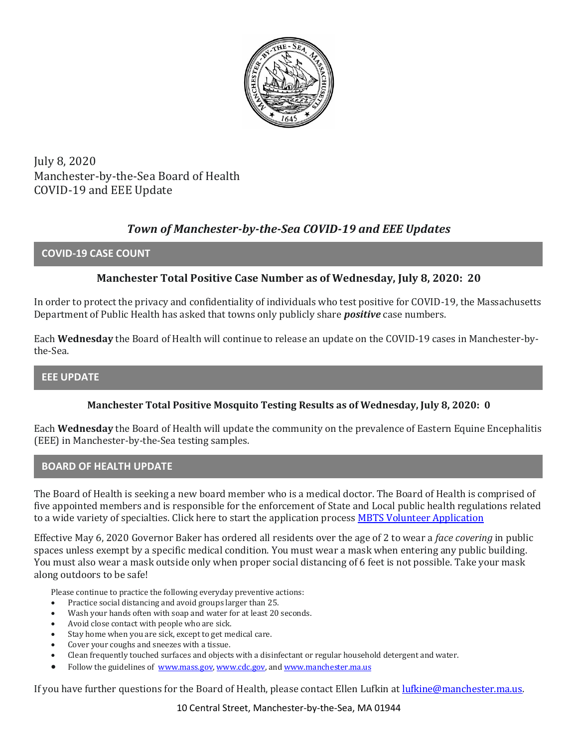July 8, 2020
Manchester-by-the-Sea Board of Health
COVID-19 and EEE Update

# *Town of Manchester-by-the-Sea COVID-19 and EEE Updates*

## COVID-19 CASE COUNT

**Manchester Total Positive Case Number as of Wednesday, July 8, 2020: 20**

In order to protect the privacy and confidentiality of individuals who test positive for COVID-19, the Massachusetts Department of Public Health has asked that towns only publicly share ***positive*** case numbers.

Each **Wednesday** the Board of Health will continue to release an update on the COVID-19 cases in Manchester-by-the-Sea.

## EEE UPDATE

**Manchester Total Positive Mosquito Testing Results as of Wednesday, July 8, 2020: 0**

Each **Wednesday** the Board of Health will update the community on the prevalence of Eastern Equine Encephalitis (EEE) in Manchester-by-the-Sea testing samples.

## BOARD OF HEALTH UPDATE

The Board of Health is seeking a new board member who is a medical doctor. The Board of Health is comprised of five appointed members and is responsible for the enforcement of State and Local public health regulations related to a wide variety of specialties. Click here to start the application process [MBTS Volunteer Application]

Effective May 6, 2020 Governor Baker has ordered all residents over the age of 2 to wear a *face covering* in public spaces unless exempt by a specific medical condition. You must wear a mask when entering any public building. You must also wear a mask outside only when proper social distancing of 6 feet is not possible. Take your mask along outdoors to be safe!

Please continue to practice the following everyday preventive actions:

- Practice social distancing and avoid groups larger than 25.
- Wash your hands often with soap and water for at least 20 seconds.
- Avoid close contact with people who are sick.
- Stay home when you are sick, except to get medical care.
- Cover your coughs and sneezes with a tissue.
- Clean frequently touched surfaces and objects with a disinfectant or regular household detergent and water.
- Follow the guidelines of www.mass.gov, www.cdc.gov, and www.manchester.ma.us

If you have further questions for the Board of Health, please contact Ellen Lufkin at lufkine@manchester.ma.us.

10 Central Street, Manchester-by-the-Sea, MA 01944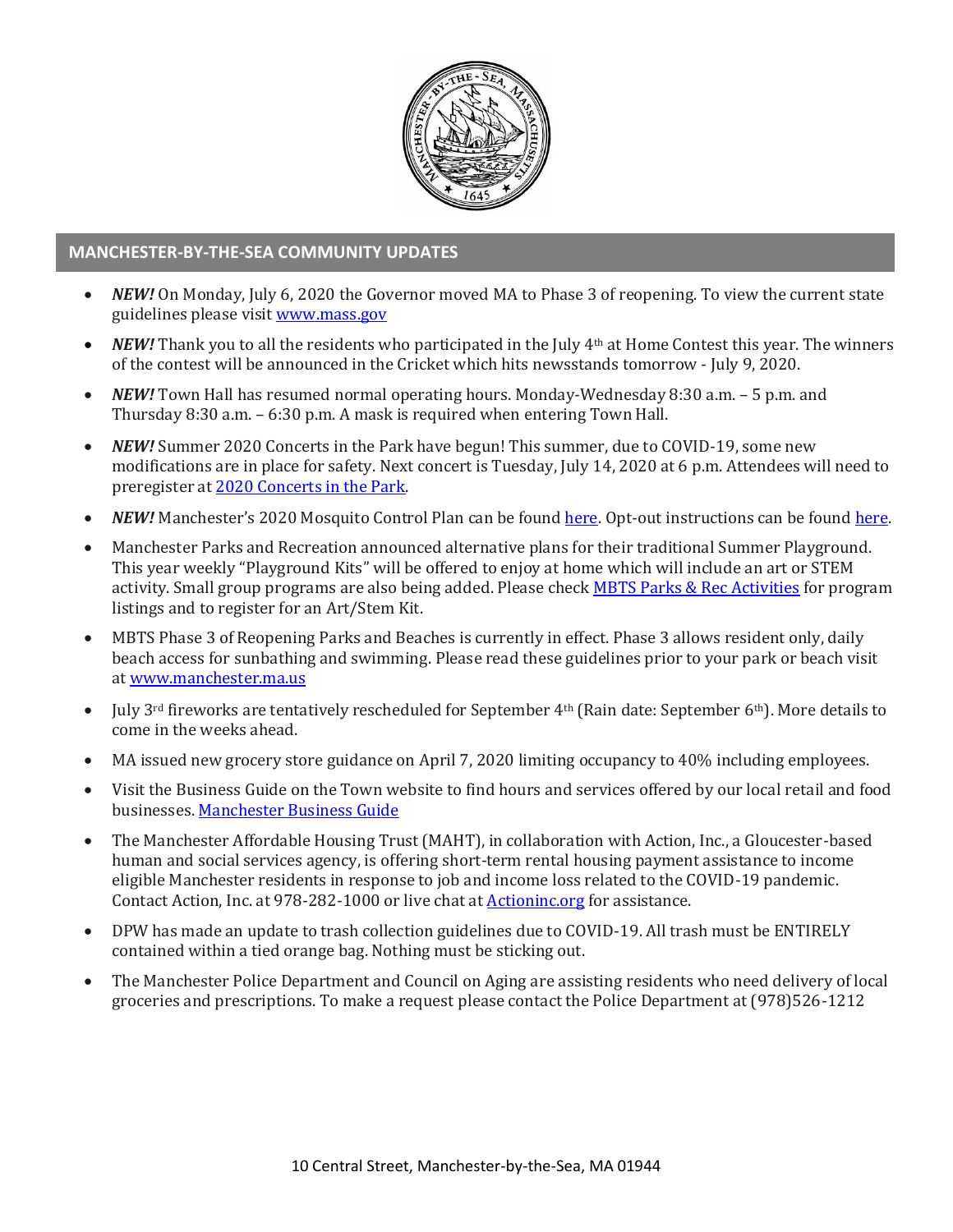## MANCHESTER-BY-THE-SEA COMMUNITY UPDATES

- ***NEW!*** On Monday, July 6, 2020 the Governor moved MA to Phase 3 of reopening. To view the current state guidelines please visit [www.mass.gov](www.mass.gov)
- ***NEW!*** Thank you to all the residents who participated in the July 4th at Home Contest this year. The winners of the contest will be announced in the Cricket which hits newsstands tomorrow - July 9, 2020.
- ***NEW!*** Town Hall has resumed normal operating hours. Monday-Wednesday 8:30 a.m. – 5 p.m. and Thursday 8:30 a.m. – 6:30 p.m. A mask is required when entering Town Hall.
- ***NEW!*** Summer 2020 Concerts in the Park have begun! This summer, due to COVID-19, some new modifications are in place for safety. Next concert is Tuesday, July 14, 2020 at 6 p.m. Attendees will need to preregister at 2020 Concerts in the Park.
- ***NEW!*** Manchester's 2020 Mosquito Control Plan can be found here. Opt-out instructions can be found here.
- Manchester Parks and Recreation announced alternative plans for their traditional Summer Playground. This year weekly "Playground Kits" will be offered to enjoy at home which will include an art or STEM activity. Small group programs are also being added. Please check MBTS Parks & Rec Activities for program listings and to register for an Art/Stem Kit.
- MBTS Phase 3 of Reopening Parks and Beaches is currently in effect. Phase 3 allows resident only, daily beach access for sunbathing and swimming. Please read these guidelines prior to your park or beach visit at [www.manchester.ma.us](www.manchester.ma.us)
- July 3rd fireworks are tentatively rescheduled for September 4th (Rain date: September 6th). More details to come in the weeks ahead.
- MA issued new grocery store guidance on April 7, 2020 limiting occupancy to 40% including employees.
- Visit the Business Guide on the Town website to find hours and services offered by our local retail and food businesses. Manchester Business Guide
- The Manchester Affordable Housing Trust (MAHT), in collaboration with Action, Inc., a Gloucester-based human and social services agency, is offering short-term rental housing payment assistance to income eligible Manchester residents in response to job and income loss related to the COVID-19 pandemic. Contact Action, Inc. at 978-282-1000 or live chat at Actioninc.org for assistance.
- DPW has made an update to trash collection guidelines due to COVID-19. All trash must be ENTIRELY contained within a tied orange bag. Nothing must be sticking out.
- The Manchester Police Department and Council on Aging are assisting residents who need delivery of local groceries and prescriptions. To make a request please contact the Police Department at (978)526-1212

10 Central Street, Manchester-by-the-Sea, MA 01944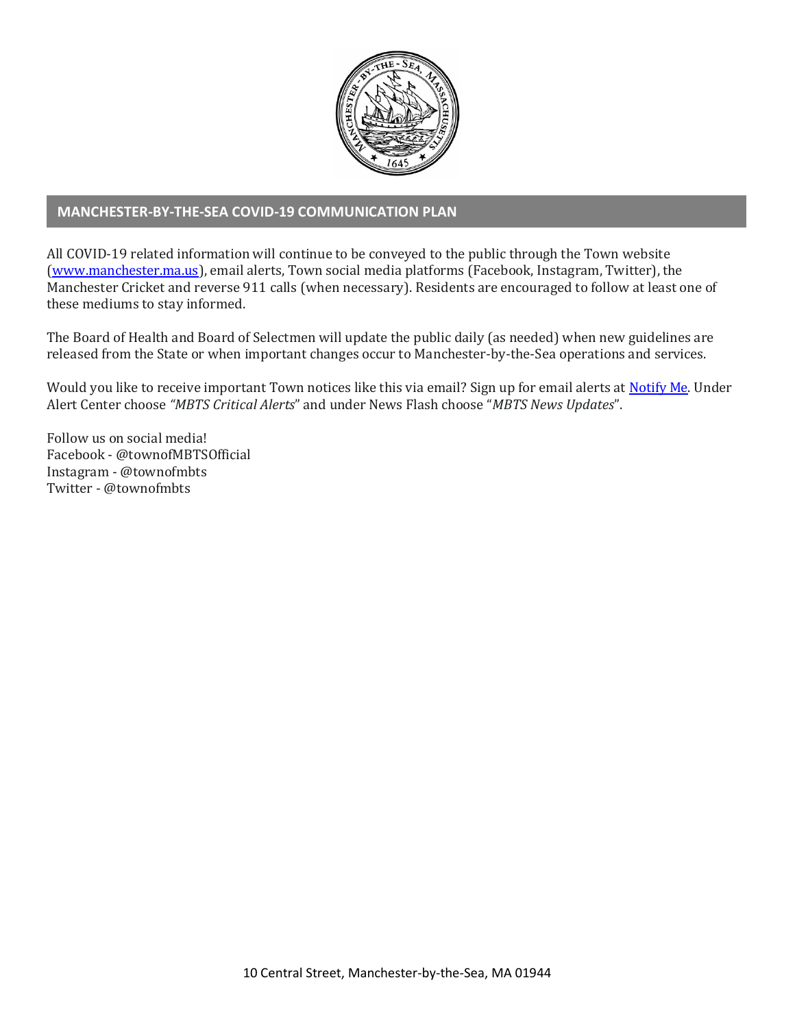## MANCHESTER-BY-THE-SEA COVID-19 COMMUNICATION PLAN

All COVID-19 related information will continue to be conveyed to the public through the Town website ([www.manchester.ma.us](http://www.manchester.ma.us)), email alerts, Town social media platforms (Facebook, Instagram, Twitter), the Manchester Cricket and reverse 911 calls (when necessary). Residents are encouraged to follow at least one of these mediums to stay informed.

The Board of Health and Board of Selectmen will update the public daily (as needed) when new guidelines are released from the State or when important changes occur to Manchester-by-the-Sea operations and services.

Would you like to receive important Town notices like this via email? Sign up for email alerts at Notify Me. Under Alert Center choose *"MBTS Critical Alerts*" and under News Flash choose "*MBTS News Updates*".

Follow us on social media!
Facebook - @townofMBTSOfficial
Instagram - @townofmbts
Twitter - @townofmbts

10 Central Street, Manchester-by-the-Sea, MA 01944